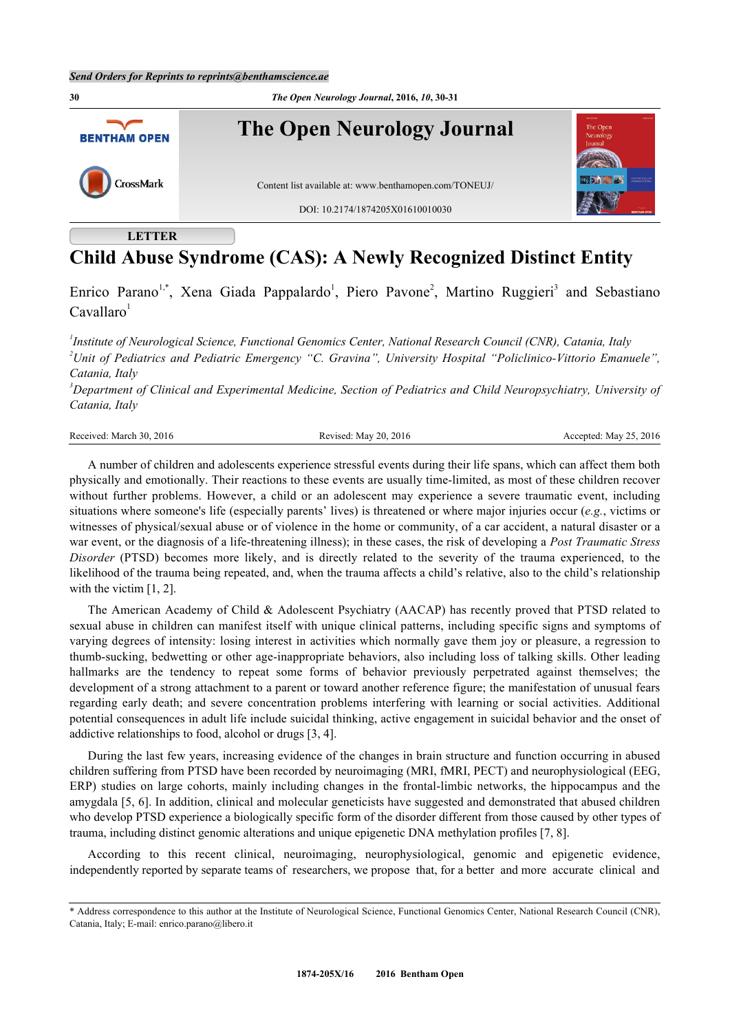LETTER

# Child Abuse Syndrome (CAS): A Newly Recognized Distinct Entity

Enrico Parano[1,*], Xena Giada Pappalardo[1], Piero Pavone[2], Martino Ruggieri[3] and Sebastiano Cavallaro[1]

[1]*Institute of Neurological Science, Functional Genomics Center, National Research Council (CNR), Catania, Italy*
[2]*Unit of Pediatrics and Pediatric Emergency "C. Gravina", University Hospital "Policlinico-Vittorio Emanuele", Catania, Italy*
[3]*Department of Clinical and Experimental Medicine, Section of Pediatrics and Child Neuropsychiatry, University of Catania, Italy*

Received: March 30, 2016 Revised: May 20, 2016 Accepted: May 25, 2016

A number of children and adolescents experience stressful events during their life spans, which can affect them both physically and emotionally. Their reactions to these events are usually time-limited, as most of these children recover without further problems. However, a child or an adolescent may experience a severe traumatic event, including situations where someone's life (especially parents' lives) is threatened or where major injuries occur (*e.g.*, victims or witnesses of physical/sexual abuse or of violence in the home or community, of a car accident, a natural disaster or a war event, or the diagnosis of a life-threatening illness); in these cases, the risk of developing a *Post Traumatic Stress Disorder* (PTSD) becomes more likely, and is directly related to the severity of the trauma experienced, to the likelihood of the trauma being repeated, and, when the trauma affects a child's relative, also to the child's relationship with the victim [1, 2].

The American Academy of Child & Adolescent Psychiatry (AACAP) has recently proved that PTSD related to sexual abuse in children can manifest itself with unique clinical patterns, including specific signs and symptoms of varying degrees of intensity: losing interest in activities which normally gave them joy or pleasure, a regression to thumb-sucking, bedwetting or other age-inappropriate behaviors, also including loss of talking skills. Other leading hallmarks are the tendency to repeat some forms of behavior previously perpetrated against themselves; the development of a strong attachment to a parent or toward another reference figure; the manifestation of unusual fears regarding early death; and severe concentration problems interfering with learning or social activities. Additional potential consequences in adult life include suicidal thinking, active engagement in suicidal behavior and the onset of addictive relationships to food, alcohol or drugs [3, 4].

During the last few years, increasing evidence of the changes in brain structure and function occurring in abused children suffering from PTSD have been recorded by neuroimaging (MRI, fMRI, PECT) and neurophysiological (EEG, ERP) studies on large cohorts, mainly including changes in the frontal-limbic networks, the hippocampus and the amygdala [5, 6]. In addition, clinical and molecular geneticists have suggested and demonstrated that abused children who develop PTSD experience a biologically specific form of the disorder different from those caused by other types of trauma, including distinct genomic alterations and unique epigenetic DNA methylation profiles [7, 8].

According to this recent clinical, neuroimaging, neurophysiological, genomic and epigenetic evidence, independently reported by separate teams of researchers, we propose that, for a better and more accurate clinical and

\* Address correspondence to this author at the Institute of Neurological Science, Functional Genomics Center, National Research Council (CNR), Catania, Italy; E-mail: enrico.parano@libero.it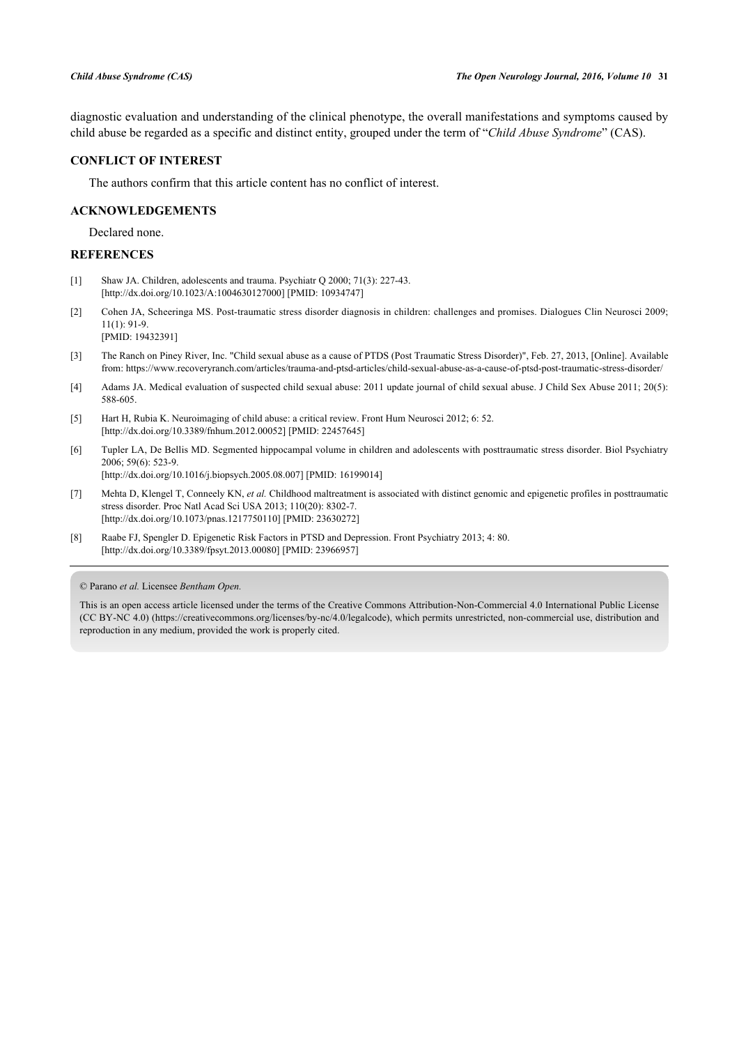diagnostic evaluation and understanding of the clinical phenotype, the overall manifestations and symptoms caused by child abuse be regarded as a specific and distinct entity, grouped under the term of "*Child Abuse Syndrome*" (CAS).

## CONFLICT OF INTEREST

The authors confirm that this article content has no conflict of interest.

## ACKNOWLEDGEMENTS

Declared none.

## REFERENCES

[1] Shaw JA. Children, adolescents and trauma. Psychiatr Q 2000; 71(3): 227-43. [http://dx.doi.org/10.1023/A:1004630127000] [PMID: 10934747]

[2] Cohen JA, Scheeringa MS. Post-traumatic stress disorder diagnosis in children: challenges and promises. Dialogues Clin Neurosci 2009; 11(1): 91-9. [PMID: 19432391]

[3] The Ranch on Piney River, Inc. "Child sexual abuse as a cause of PTDS (Post Traumatic Stress Disorder)", Feb. 27, 2013, [Online]. Available from: https://www.recoveryranch.com/articles/trauma-and-ptsd-articles/child-sexual-abuse-as-a-cause-of-ptsd-post-traumatic-stress-disorder/

[4] Adams JA. Medical evaluation of suspected child sexual abuse: 2011 update journal of child sexual abuse. J Child Sex Abuse 2011; 20(5): 588-605.

[5] Hart H, Rubia K. Neuroimaging of child abuse: a critical review. Front Hum Neurosci 2012; 6: 52. [http://dx.doi.org/10.3389/fnhum.2012.00052] [PMID: 22457645]

[6] Tupler LA, De Bellis MD. Segmented hippocampal volume in children and adolescents with posttraumatic stress disorder. Biol Psychiatry 2006; 59(6): 523-9. [http://dx.doi.org/10.1016/j.biopsych.2005.08.007] [PMID: 16199014]

[7] Mehta D, Klengel T, Conneely KN, *et al.* Childhood maltreatment is associated with distinct genomic and epigenetic profiles in posttraumatic stress disorder. Proc Natl Acad Sci USA 2013; 110(20): 8302-7. [http://dx.doi.org/10.1073/pnas.1217750110] [PMID: 23630272]

[8] Raabe FJ, Spengler D. Epigenetic Risk Factors in PTSD and Depression. Front Psychiatry 2013; 4: 80. [http://dx.doi.org/10.3389/fpsyt.2013.00080] [PMID: 23966957]

© Parano *et al.* Licensee *Bentham Open.*

This is an open access article licensed under the terms of the Creative Commons Attribution-Non-Commercial 4.0 International Public License (CC BY-NC 4.0) (https://creativecommons.org/licenses/by-nc/4.0/legalcode), which permits unrestricted, non-commercial use, distribution and reproduction in any medium, provided the work is properly cited.